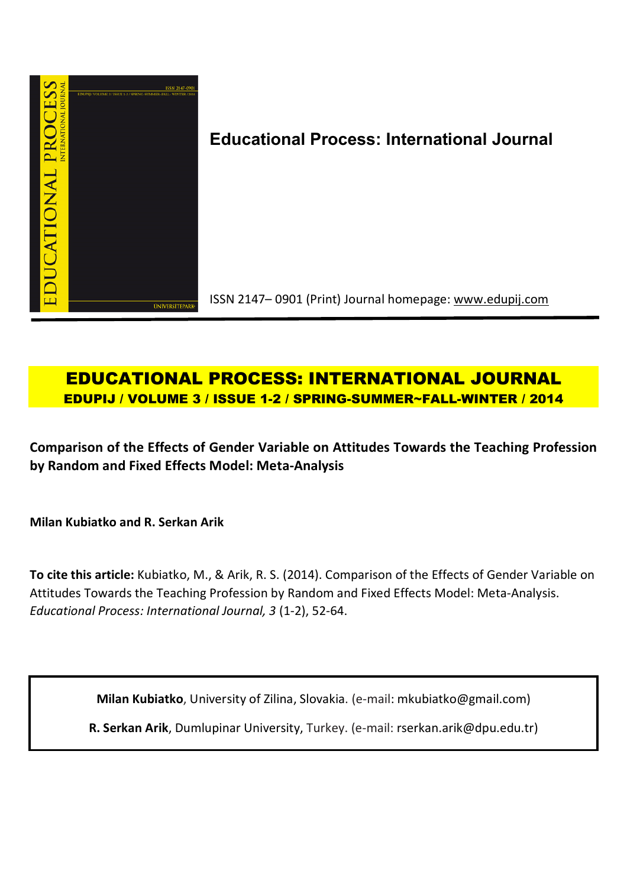**Educational Process: International Journal**

ISSN 2147– 0901 (Print) Journal homepage: www.edupij.com

# EDUCATIONAL PROCESS: INTERNATIONAL JOURNAL

**EDUPIJ / VOLUME 3 / ISSUE 1-2 / SPRING-SUMMER~FALL-WINTER / 2014**

## Comparison of the Effects of Gender Variable on Attitudes Towards the Teaching Profession by Random and Fixed Effects Model: Meta-Analysis

**Milan Kubiatko and R. Serkan Arik**

**To cite this article:** Kubiatko, M., & Arik, R. S. (2014). Comparison of the Effects of Gender Variable on Attitudes Towards the Teaching Profession by Random and Fixed Effects Model: Meta-Analysis. *Educational Process: International Journal, 3* (1-2), 52-64.

**Milan Kubiatko**, University of Zilina, Slovakia. (e-mail: mkubiatko@gmail.com)

**R. Serkan Arik**, Dumlupinar University, Turkey. (e-mail: rserkan.arik@dpu.edu.tr)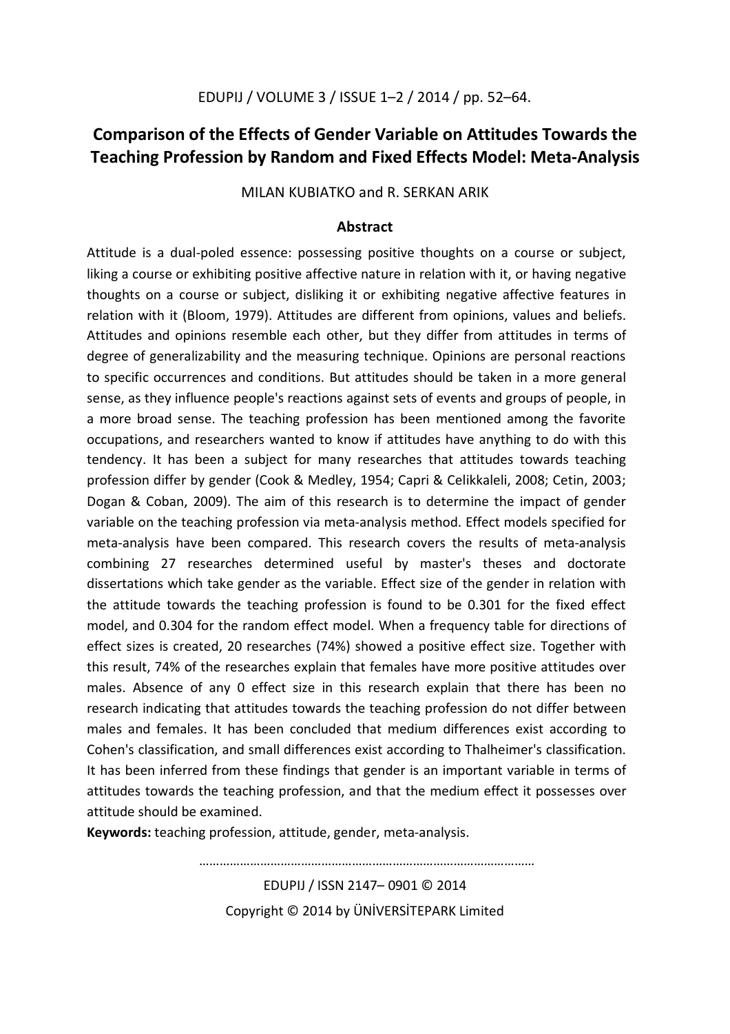# Comparison of the Effects of Gender Variable on Attitudes Towards the Teaching Profession by Random and Fixed Effects Model: Meta-Analysis

MILAN KUBIATKO and R. SERKAN ARIK

## Abstract

Attitude is a dual-poled essence: possessing positive thoughts on a course or subject, liking a course or exhibiting positive affective nature in relation with it, or having negative thoughts on a course or subject, disliking it or exhibiting negative affective features in relation with it (Bloom, 1979). Attitudes are different from opinions, values and beliefs. Attitudes and opinions resemble each other, but they differ from attitudes in terms of degree of generalizability and the measuring technique. Opinions are personal reactions to specific occurrences and conditions. But attitudes should be taken in a more general sense, as they influence people's reactions against sets of events and groups of people, in a more broad sense. The teaching profession has been mentioned among the favorite occupations, and researchers wanted to know if attitudes have anything to do with this tendency. It has been a subject for many researches that attitudes towards teaching profession differ by gender (Cook & Medley, 1954; Capri & Celikkaleli, 2008; Cetin, 2003; Dogan & Coban, 2009). The aim of this research is to determine the impact of gender variable on the teaching profession via meta-analysis method. Effect models specified for meta-analysis have been compared. This research covers the results of meta-analysis combining 27 researches determined useful by master's theses and doctorate dissertations which take gender as the variable. Effect size of the gender in relation with the attitude towards the teaching profession is found to be 0.301 for the fixed effect model, and 0.304 for the random effect model. When a frequency table for directions of effect sizes is created, 20 researches (74%) showed a positive effect size. Together with this result, 74% of the researches explain that females have more positive attitudes over males. Absence of any 0 effect size in this research explain that there has been no research indicating that attitudes towards the teaching profession do not differ between males and females. It has been concluded that medium differences exist according to Cohen's classification, and small differences exist according to Thalheimer's classification. It has been inferred from these findings that gender is an important variable in terms of attitudes towards the teaching profession, and that the medium effect it possesses over attitude should be examined.

**Keywords:** teaching profession, attitude, gender, meta-analysis.

………………………………………………………………………………………

EDUPIJ / ISSN 2147– 0901 © 2014

Copyright © 2014 by ÜNİVERSİTEPARK Limited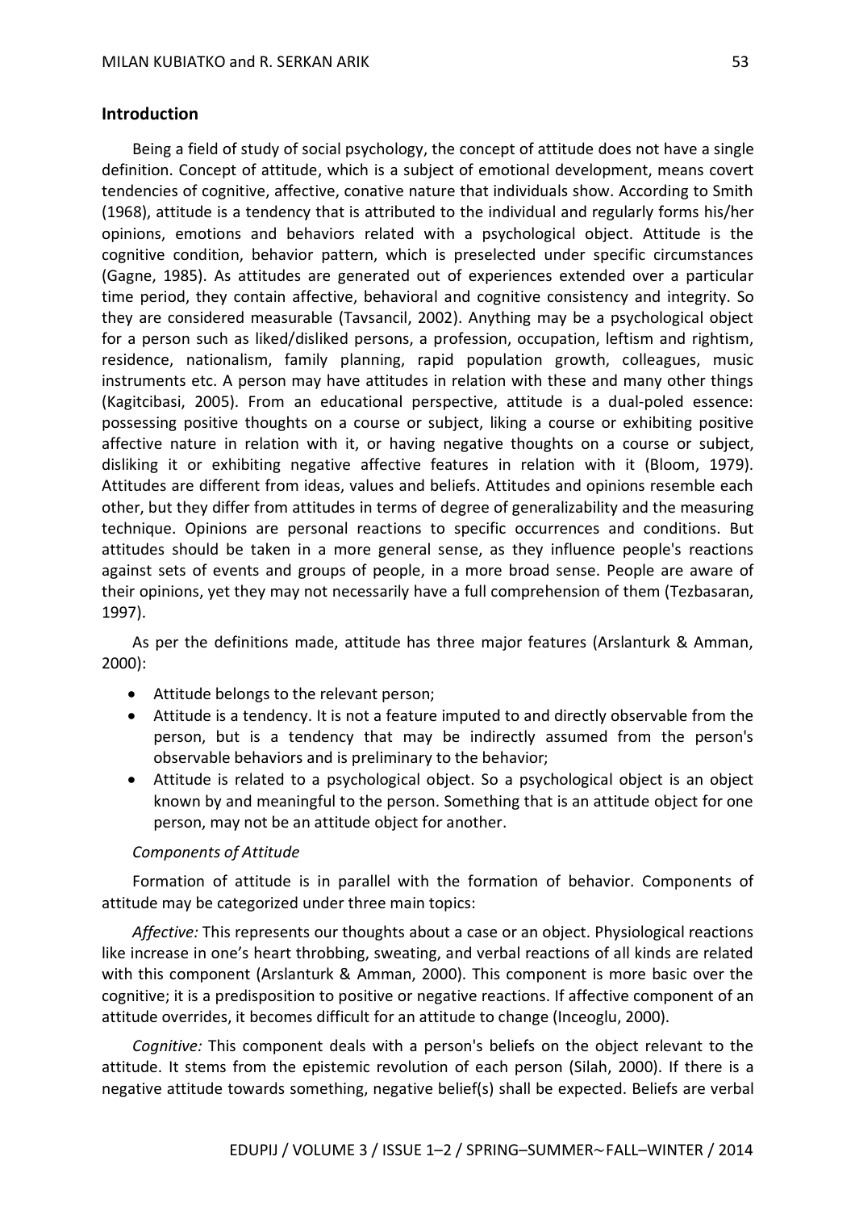## Introduction

Being a field of study of social psychology, the concept of attitude does not have a single definition. Concept of attitude, which is a subject of emotional development, means covert tendencies of cognitive, affective, conative nature that individuals show. According to Smith (1968), attitude is a tendency that is attributed to the individual and regularly forms his/her opinions, emotions and behaviors related with a psychological object. Attitude is the cognitive condition, behavior pattern, which is preselected under specific circumstances (Gagne, 1985). As attitudes are generated out of experiences extended over a particular time period, they contain affective, behavioral and cognitive consistency and integrity. So they are considered measurable (Tavsancil, 2002). Anything may be a psychological object for a person such as liked/disliked persons, a profession, occupation, leftism and rightism, residence, nationalism, family planning, rapid population growth, colleagues, music instruments etc. A person may have attitudes in relation with these and many other things (Kagitcibasi, 2005). From an educational perspective, attitude is a dual-poled essence: possessing positive thoughts on a course or subject, liking a course or exhibiting positive affective nature in relation with it, or having negative thoughts on a course or subject, disliking it or exhibiting negative affective features in relation with it (Bloom, 1979). Attitudes are different from ideas, values and beliefs. Attitudes and opinions resemble each other, but they differ from attitudes in terms of degree of generalizability and the measuring technique. Opinions are personal reactions to specific occurrences and conditions. But attitudes should be taken in a more general sense, as they influence people's reactions against sets of events and groups of people, in a more broad sense. People are aware of their opinions, yet they may not necessarily have a full comprehension of them (Tezbasaran, 1997).

As per the definitions made, attitude has three major features (Arslanturk & Amman, 2000):

- Attitude belongs to the relevant person;
- Attitude is a tendency. It is not a feature imputed to and directly observable from the person, but is a tendency that may be indirectly assumed from the person's observable behaviors and is preliminary to the behavior;
- Attitude is related to a psychological object. So a psychological object is an object known by and meaningful to the person. Something that is an attitude object for one person, may not be an attitude object for another.

### *Components of Attitude*

Formation of attitude is in parallel with the formation of behavior. Components of attitude may be categorized under three main topics:

*Affective:* This represents our thoughts about a case or an object. Physiological reactions like increase in one's heart throbbing, sweating, and verbal reactions of all kinds are related with this component (Arslanturk & Amman, 2000). This component is more basic over the cognitive; it is a predisposition to positive or negative reactions. If affective component of an attitude overrides, it becomes difficult for an attitude to change (Inceoglu, 2000).

*Cognitive:* This component deals with a person's beliefs on the object relevant to the attitude. It stems from the epistemic revolution of each person (Silah, 2000). If there is a negative attitude towards something, negative belief(s) shall be expected. Beliefs are verbal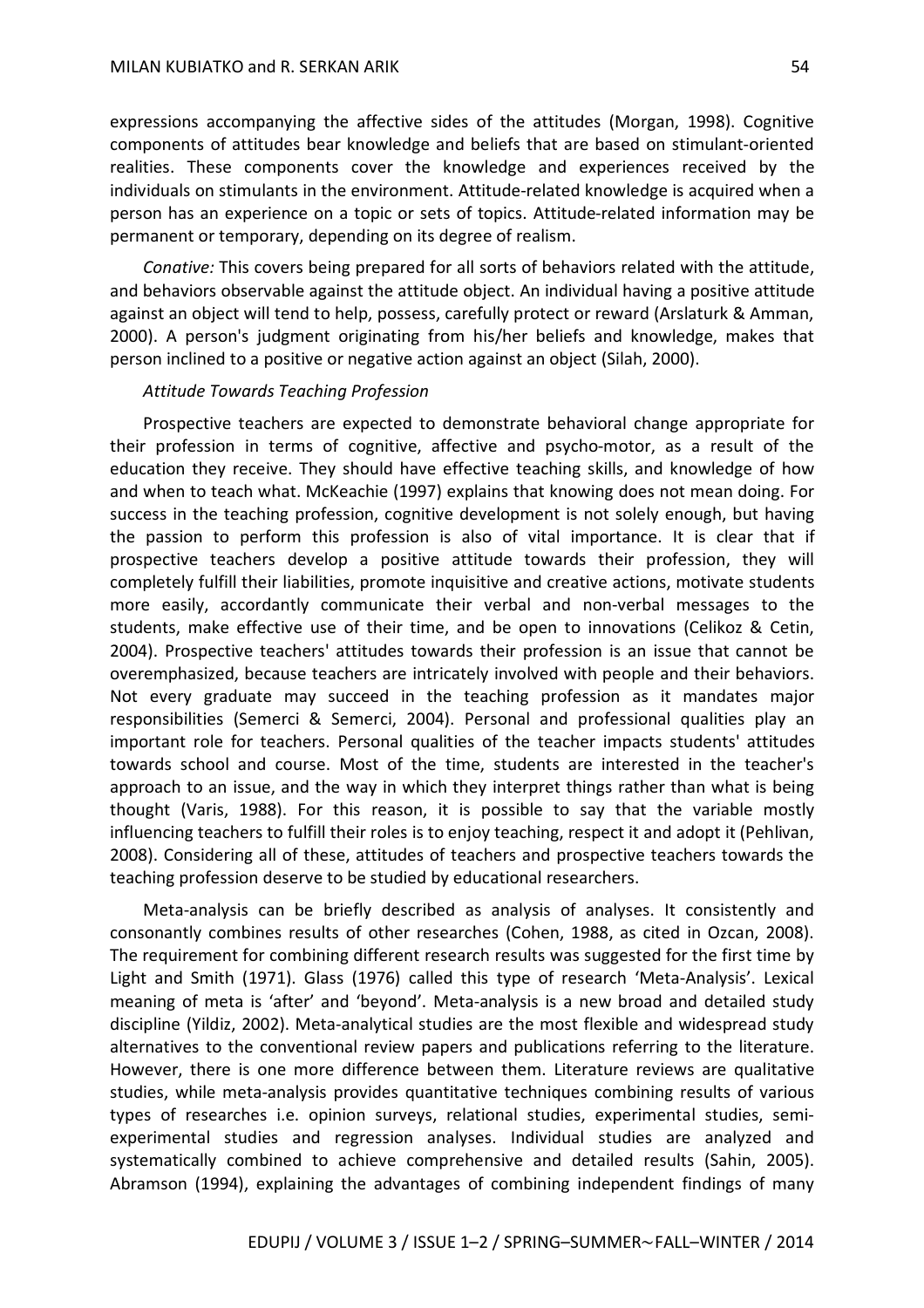expressions accompanying the affective sides of the attitudes (Morgan, 1998). Cognitive components of attitudes bear knowledge and beliefs that are based on stimulant-oriented realities. These components cover the knowledge and experiences received by the individuals on stimulants in the environment. Attitude-related knowledge is acquired when a person has an experience on a topic or sets of topics. Attitude-related information may be permanent or temporary, depending on its degree of realism.

*Conative:* This covers being prepared for all sorts of behaviors related with the attitude, and behaviors observable against the attitude object. An individual having a positive attitude against an object will tend to help, possess, carefully protect or reward (Arslaturk & Amman, 2000). A person's judgment originating from his/her beliefs and knowledge, makes that person inclined to a positive or negative action against an object (Silah, 2000).

*Attitude Towards Teaching Profession*

Prospective teachers are expected to demonstrate behavioral change appropriate for their profession in terms of cognitive, affective and psycho-motor, as a result of the education they receive. They should have effective teaching skills, and knowledge of how and when to teach what. McKeachie (1997) explains that knowing does not mean doing. For success in the teaching profession, cognitive development is not solely enough, but having the passion to perform this profession is also of vital importance. It is clear that if prospective teachers develop a positive attitude towards their profession, they will completely fulfill their liabilities, promote inquisitive and creative actions, motivate students more easily, accordantly communicate their verbal and non-verbal messages to the students, make effective use of their time, and be open to innovations (Celikoz & Cetin, 2004). Prospective teachers' attitudes towards their profession is an issue that cannot be overemphasized, because teachers are intricately involved with people and their behaviors. Not every graduate may succeed in the teaching profession as it mandates major responsibilities (Semerci & Semerci, 2004). Personal and professional qualities play an important role for teachers. Personal qualities of the teacher impacts students' attitudes towards school and course. Most of the time, students are interested in the teacher's approach to an issue, and the way in which they interpret things rather than what is being thought (Varis, 1988). For this reason, it is possible to say that the variable mostly influencing teachers to fulfill their roles is to enjoy teaching, respect it and adopt it (Pehlivan, 2008). Considering all of these, attitudes of teachers and prospective teachers towards the teaching profession deserve to be studied by educational researchers.

Meta-analysis can be briefly described as analysis of analyses. It consistently and consonantly combines results of other researches (Cohen, 1988, as cited in Ozcan, 2008). The requirement for combining different research results was suggested for the first time by Light and Smith (1971). Glass (1976) called this type of research 'Meta-Analysis'. Lexical meaning of meta is 'after' and 'beyond'. Meta-analysis is a new broad and detailed study discipline (Yildiz, 2002). Meta-analytical studies are the most flexible and widespread study alternatives to the conventional review papers and publications referring to the literature. However, there is one more difference between them. Literature reviews are qualitative studies, while meta-analysis provides quantitative techniques combining results of various types of researches i.e. opinion surveys, relational studies, experimental studies, semi-experimental studies and regression analyses. Individual studies are analyzed and systematically combined to achieve comprehensive and detailed results (Sahin, 2005). Abramson (1994), explaining the advantages of combining independent findings of many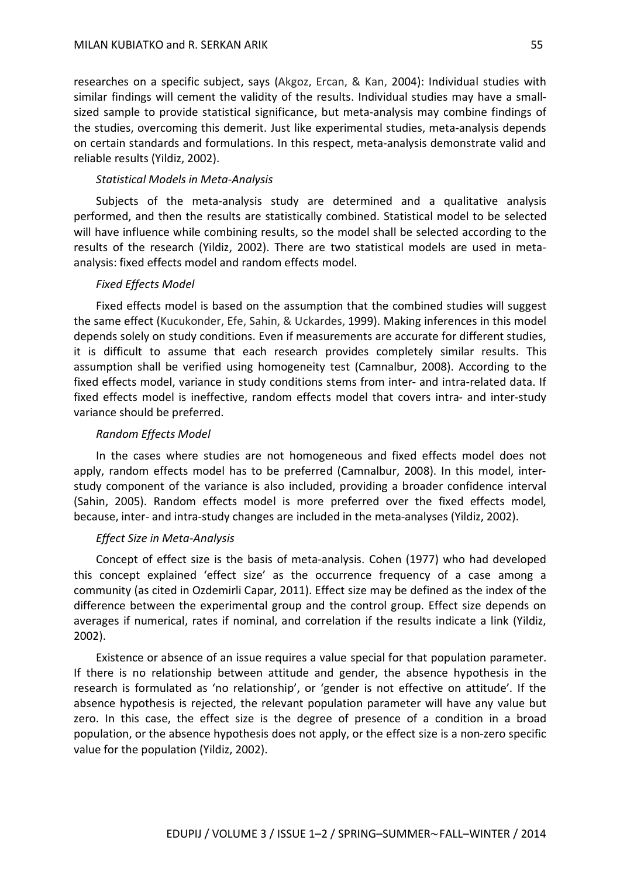researches on a specific subject, says (Akgoz, Ercan, & Kan, 2004): Individual studies with similar findings will cement the validity of the results. Individual studies may have a small-sized sample to provide statistical significance, but meta-analysis may combine findings of the studies, overcoming this demerit. Just like experimental studies, meta-analysis depends on certain standards and formulations. In this respect, meta-analysis demonstrate valid and reliable results (Yildiz, 2002).

### *Statistical Models in Meta-Analysis*

Subjects of the meta-analysis study are determined and a qualitative analysis performed, and then the results are statistically combined. Statistical model to be selected will have influence while combining results, so the model shall be selected according to the results of the research (Yildiz, 2002). There are two statistical models are used in meta-analysis: fixed effects model and random effects model.

### *Fixed Effects Model*

Fixed effects model is based on the assumption that the combined studies will suggest the same effect (Kucukonder, Efe, Sahin, & Uckardes, 1999). Making inferences in this model depends solely on study conditions. Even if measurements are accurate for different studies, it is difficult to assume that each research provides completely similar results. This assumption shall be verified using homogeneity test (Camnalbur, 2008). According to the fixed effects model, variance in study conditions stems from inter- and intra-related data. If fixed effects model is ineffective, random effects model that covers intra- and inter-study variance should be preferred.

### *Random Effects Model*

In the cases where studies are not homogeneous and fixed effects model does not apply, random effects model has to be preferred (Camnalbur, 2008). In this model, inter-study component of the variance is also included, providing a broader confidence interval (Sahin, 2005). Random effects model is more preferred over the fixed effects model, because, inter- and intra-study changes are included in the meta-analyses (Yildiz, 2002).

### *Effect Size in Meta-Analysis*

Concept of effect size is the basis of meta-analysis. Cohen (1977) who had developed this concept explained 'effect size' as the occurrence frequency of a case among a community (as cited in Ozdemirli Capar, 2011). Effect size may be defined as the index of the difference between the experimental group and the control group. Effect size depends on averages if numerical, rates if nominal, and correlation if the results indicate a link (Yildiz, 2002).

Existence or absence of an issue requires a value special for that population parameter. If there is no relationship between attitude and gender, the absence hypothesis in the research is formulated as 'no relationship', or 'gender is not effective on attitude'. If the absence hypothesis is rejected, the relevant population parameter will have any value but zero. In this case, the effect size is the degree of presence of a condition in a broad population, or the absence hypothesis does not apply, or the effect size is a non-zero specific value for the population (Yildiz, 2002).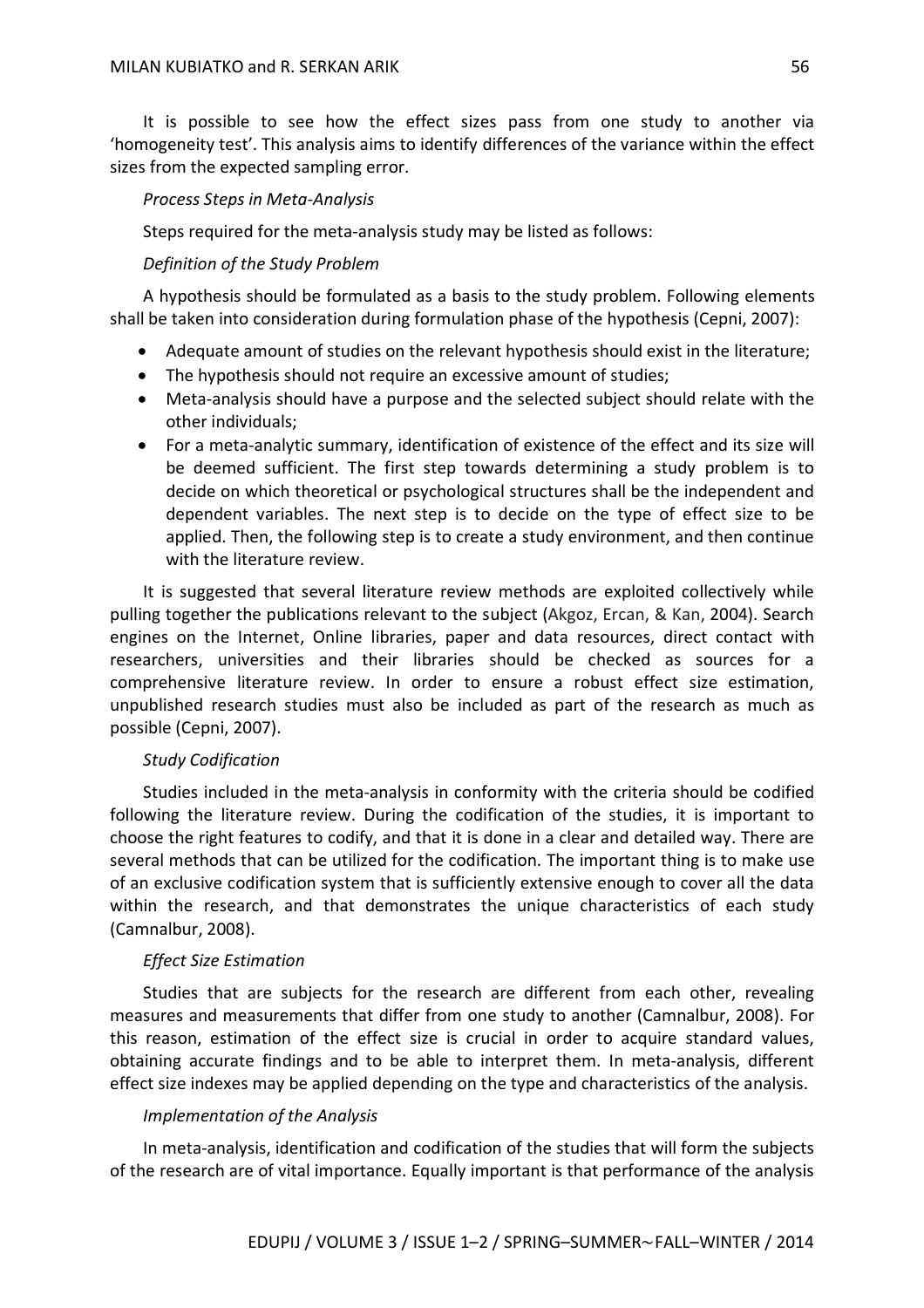It is possible to see how the effect sizes pass from one study to another via 'homogeneity test'. This analysis aims to identify differences of the variance within the effect sizes from the expected sampling error.

*Process Steps in Meta-Analysis*

Steps required for the meta-analysis study may be listed as follows:

*Definition of the Study Problem*

A hypothesis should be formulated as a basis to the study problem. Following elements shall be taken into consideration during formulation phase of the hypothesis (Cepni, 2007):

- Adequate amount of studies on the relevant hypothesis should exist in the literature;
- The hypothesis should not require an excessive amount of studies;
- Meta-analysis should have a purpose and the selected subject should relate with the other individuals;
- For a meta-analytic summary, identification of existence of the effect and its size will be deemed sufficient. The first step towards determining a study problem is to decide on which theoretical or psychological structures shall be the independent and dependent variables. The next step is to decide on the type of effect size to be applied. Then, the following step is to create a study environment, and then continue with the literature review.

It is suggested that several literature review methods are exploited collectively while pulling together the publications relevant to the subject (Akgoz, Ercan, & Kan, 2004). Search engines on the Internet, Online libraries, paper and data resources, direct contact with researchers, universities and their libraries should be checked as sources for a comprehensive literature review. In order to ensure a robust effect size estimation, unpublished research studies must also be included as part of the research as much as possible (Cepni, 2007).

*Study Codification*

Studies included in the meta-analysis in conformity with the criteria should be codified following the literature review. During the codification of the studies, it is important to choose the right features to codify, and that it is done in a clear and detailed way. There are several methods that can be utilized for the codification. The important thing is to make use of an exclusive codification system that is sufficiently extensive enough to cover all the data within the research, and that demonstrates the unique characteristics of each study (Camnalbur, 2008).

*Effect Size Estimation*

Studies that are subjects for the research are different from each other, revealing measures and measurements that differ from one study to another (Camnalbur, 2008). For this reason, estimation of the effect size is crucial in order to acquire standard values, obtaining accurate findings and to be able to interpret them. In meta-analysis, different effect size indexes may be applied depending on the type and characteristics of the analysis.

*Implementation of the Analysis*

In meta-analysis, identification and codification of the studies that will form the subjects of the research are of vital importance. Equally important is that performance of the analysis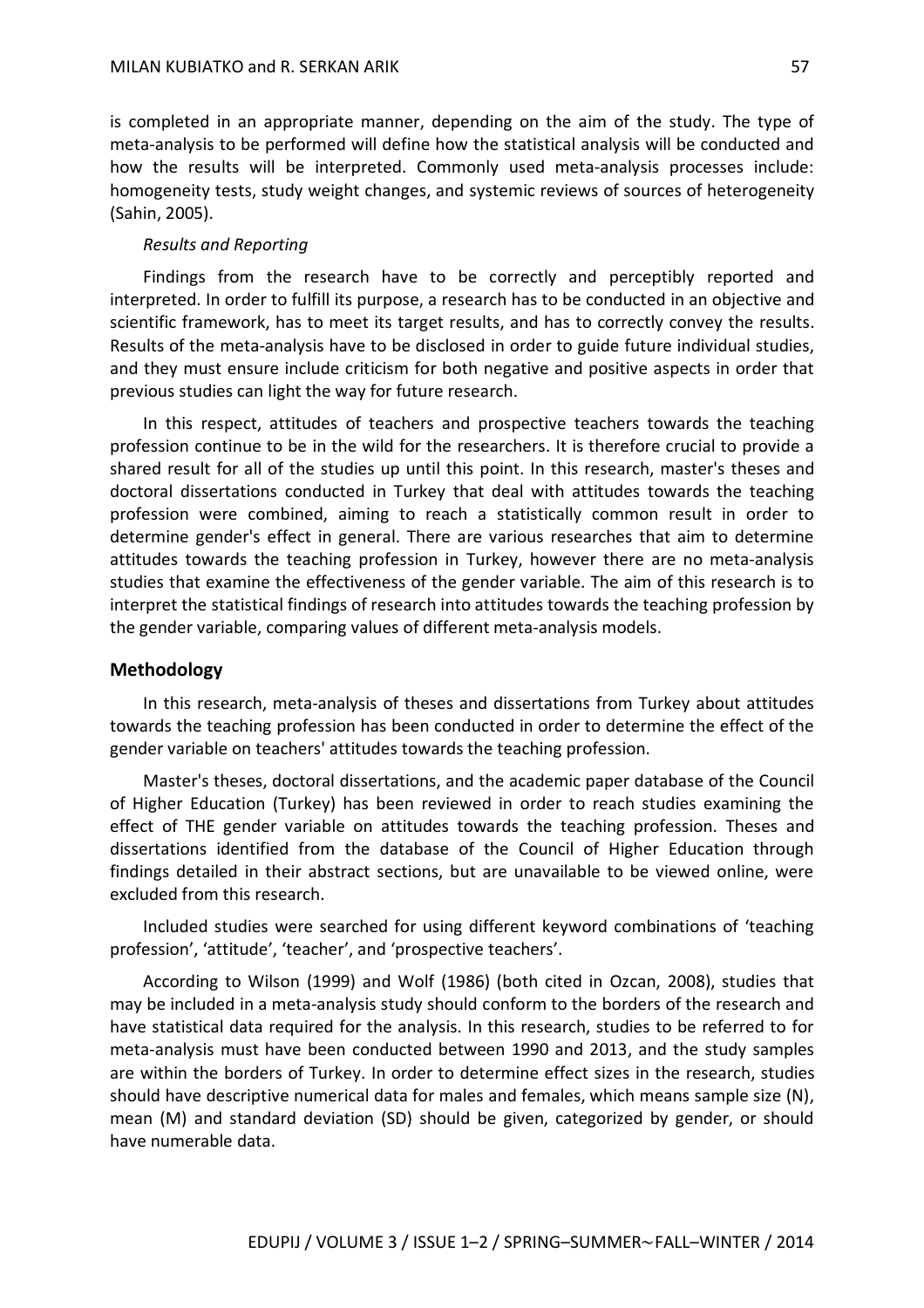is completed in an appropriate manner, depending on the aim of the study. The type of meta-analysis to be performed will define how the statistical analysis will be conducted and how the results will be interpreted. Commonly used meta-analysis processes include: homogeneity tests, study weight changes, and systemic reviews of sources of heterogeneity (Sahin, 2005).

*Results and Reporting*

Findings from the research have to be correctly and perceptibly reported and interpreted. In order to fulfill its purpose, a research has to be conducted in an objective and scientific framework, has to meet its target results, and has to correctly convey the results. Results of the meta-analysis have to be disclosed in order to guide future individual studies, and they must ensure include criticism for both negative and positive aspects in order that previous studies can light the way for future research.

In this respect, attitudes of teachers and prospective teachers towards the teaching profession continue to be in the wild for the researchers. It is therefore crucial to provide a shared result for all of the studies up until this point. In this research, master's theses and doctoral dissertations conducted in Turkey that deal with attitudes towards the teaching profession were combined, aiming to reach a statistically common result in order to determine gender's effect in general. There are various researches that aim to determine attitudes towards the teaching profession in Turkey, however there are no meta-analysis studies that examine the effectiveness of the gender variable. The aim of this research is to interpret the statistical findings of research into attitudes towards the teaching profession by the gender variable, comparing values of different meta-analysis models.

## Methodology

In this research, meta-analysis of theses and dissertations from Turkey about attitudes towards the teaching profession has been conducted in order to determine the effect of the gender variable on teachers' attitudes towards the teaching profession.

Master's theses, doctoral dissertations, and the academic paper database of the Council of Higher Education (Turkey) has been reviewed in order to reach studies examining the effect of THE gender variable on attitudes towards the teaching profession. Theses and dissertations identified from the database of the Council of Higher Education through findings detailed in their abstract sections, but are unavailable to be viewed online, were excluded from this research.

Included studies were searched for using different keyword combinations of 'teaching profession', 'attitude', 'teacher', and 'prospective teachers'.

According to Wilson (1999) and Wolf (1986) (both cited in Ozcan, 2008), studies that may be included in a meta-analysis study should conform to the borders of the research and have statistical data required for the analysis. In this research, studies to be referred to for meta-analysis must have been conducted between 1990 and 2013, and the study samples are within the borders of Turkey. In order to determine effect sizes in the research, studies should have descriptive numerical data for males and females, which means sample size (N), mean (M) and standard deviation (SD) should be given, categorized by gender, or should have numerable data.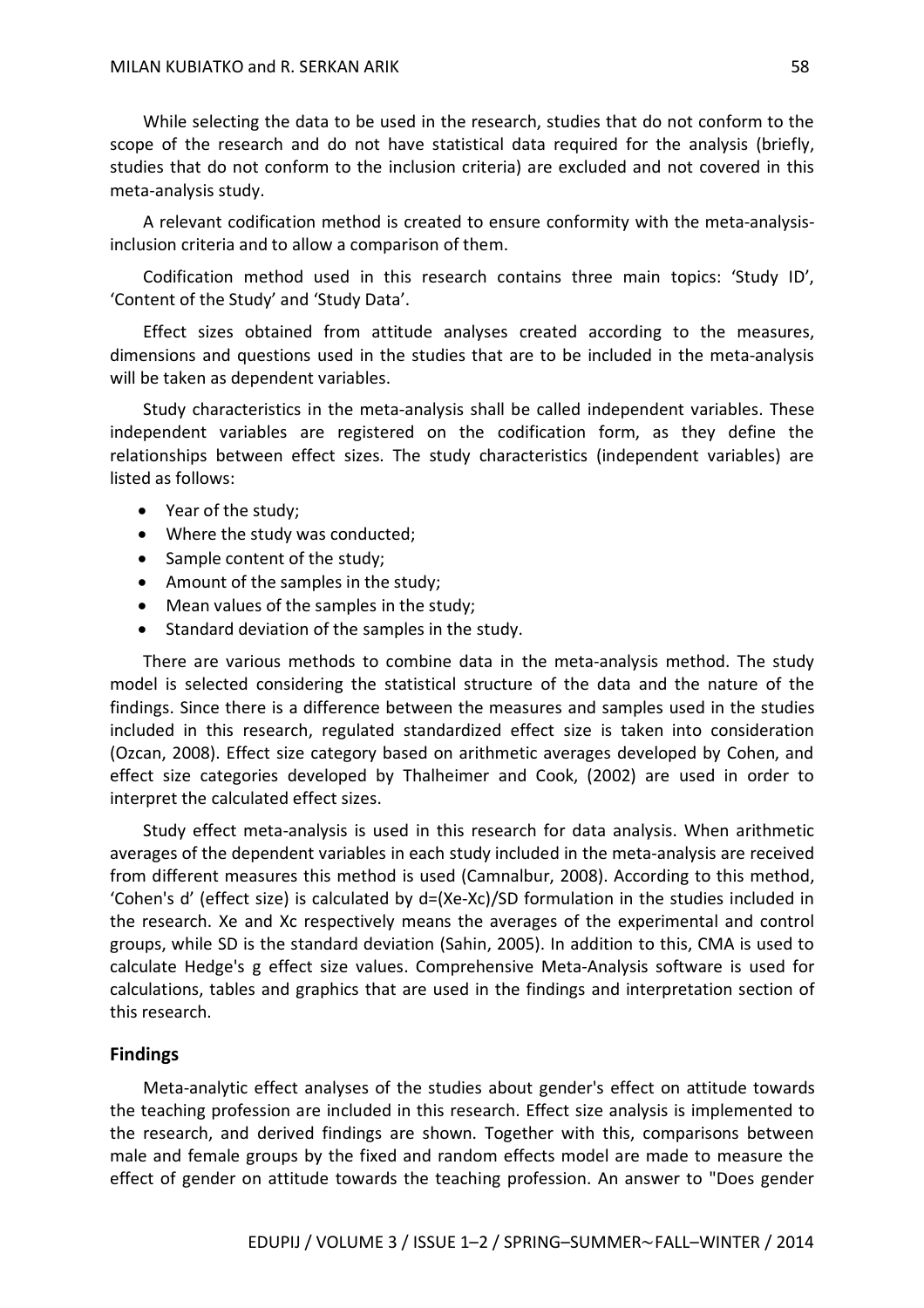While selecting the data to be used in the research, studies that do not conform to the scope of the research and do not have statistical data required for the analysis (briefly, studies that do not conform to the inclusion criteria) are excluded and not covered in this meta-analysis study.

A relevant codification method is created to ensure conformity with the meta-analysis-inclusion criteria and to allow a comparison of them.

Codification method used in this research contains three main topics: 'Study ID', 'Content of the Study' and 'Study Data'.

Effect sizes obtained from attitude analyses created according to the measures, dimensions and questions used in the studies that are to be included in the meta-analysis will be taken as dependent variables.

Study characteristics in the meta-analysis shall be called independent variables. These independent variables are registered on the codification form, as they define the relationships between effect sizes. The study characteristics (independent variables) are listed as follows:

- Year of the study;
- Where the study was conducted;
- Sample content of the study;
- Amount of the samples in the study;
- Mean values of the samples in the study;
- Standard deviation of the samples in the study.

There are various methods to combine data in the meta-analysis method. The study model is selected considering the statistical structure of the data and the nature of the findings. Since there is a difference between the measures and samples used in the studies included in this research, regulated standardized effect size is taken into consideration (Ozcan, 2008). Effect size category based on arithmetic averages developed by Cohen, and effect size categories developed by Thalheimer and Cook, (2002) are used in order to interpret the calculated effect sizes.

Study effect meta-analysis is used in this research for data analysis. When arithmetic averages of the dependent variables in each study included in the meta-analysis are received from different measures this method is used (Camnalbur, 2008). According to this method, 'Cohen's d' (effect size) is calculated by $d=(Xe-Xc)/SD$ formulation in the studies included in the research. Xe and Xc respectively means the averages of the experimental and control groups, while SD is the standard deviation (Sahin, 2005). In addition to this, CMA is used to calculate Hedge's g effect size values. Comprehensive Meta-Analysis software is used for calculations, tables and graphics that are used in the findings and interpretation section of this research.

## Findings

Meta-analytic effect analyses of the studies about gender's effect on attitude towards the teaching profession are included in this research. Effect size analysis is implemented to the research, and derived findings are shown. Together with this, comparisons between male and female groups by the fixed and random effects model are made to measure the effect of gender on attitude towards the teaching profession. An answer to "Does gender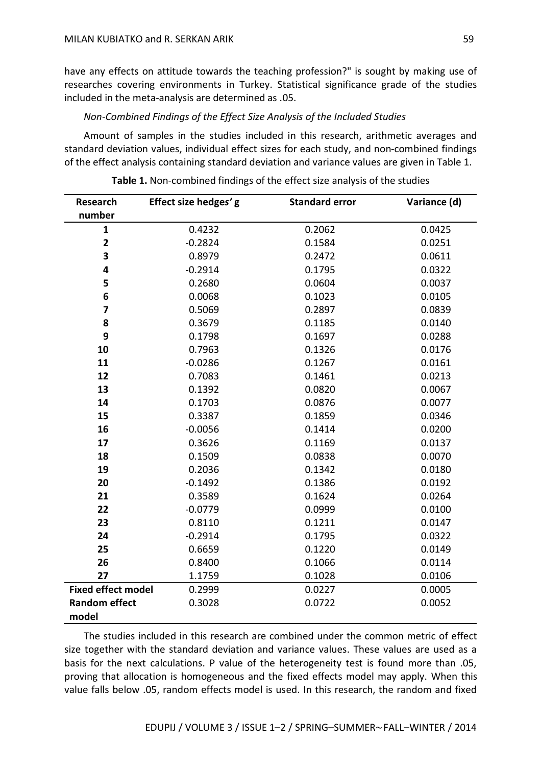have any effects on attitude towards the teaching profession?" is sought by making use of researches covering environments in Turkey. Statistical significance grade of the studies included in the meta-analysis are determined as .05.

*Non-Combined Findings of the Effect Size Analysis of the Included Studies*

Amount of samples in the studies included in this research, arithmetic averages and standard deviation values, individual effect sizes for each study, and non-combined findings of the effect analysis containing standard deviation and variance values are given in Table 1.

**Table 1.** Non-combined findings of the effect size analysis of the studies

| Research number | Effect size hedges*'* g | Standard error | Variance (d) |
|---|---|---|---|
| **1** | 0.4232 | 0.2062 | 0.0425 |
| **2** | -0.2824 | 0.1584 | 0.0251 |
| **3** | 0.8979 | 0.2472 | 0.0611 |
| **4** | -0.2914 | 0.1795 | 0.0322 |
| **5** | 0.2680 | 0.0604 | 0.0037 |
| **6** | 0.0068 | 0.1023 | 0.0105 |
| **7** | 0.5069 | 0.2897 | 0.0839 |
| **8** | 0.3679 | 0.1185 | 0.0140 |
| **9** | 0.1798 | 0.1697 | 0.0288 |
| **10** | 0.7963 | 0.1326 | 0.0176 |
| **11** | -0.0286 | 0.1267 | 0.0161 |
| **12** | 0.7083 | 0.1461 | 0.0213 |
| **13** | 0.1392 | 0.0820 | 0.0067 |
| **14** | 0.1703 | 0.0876 | 0.0077 |
| **15** | 0.3387 | 0.1859 | 0.0346 |
| **16** | -0.0056 | 0.1414 | 0.0200 |
| **17** | 0.3626 | 0.1169 | 0.0137 |
| **18** | 0.1509 | 0.0838 | 0.0070 |
| **19** | 0.2036 | 0.1342 | 0.0180 |
| **20** | -0.1492 | 0.1386 | 0.0192 |
| **21** | 0.3589 | 0.1624 | 0.0264 |
| **22** | -0.0779 | 0.0999 | 0.0100 |
| **23** | 0.8110 | 0.1211 | 0.0147 |
| **24** | -0.2914 | 0.1795 | 0.0322 |
| **25** | 0.6659 | 0.1220 | 0.0149 |
| **26** | 0.8400 | 0.1066 | 0.0114 |
| **27** | 1.1759 | 0.1028 | 0.0106 |
| **Fixed effect model** | 0.2999 | 0.0227 | 0.0005 |
| **Random effect model** | 0.3028 | 0.0722 | 0.0052 |

The studies included in this research are combined under the common metric of effect size together with the standard deviation and variance values. These values are used as a basis for the next calculations. P value of the heterogeneity test is found more than .05, proving that allocation is homogeneous and the fixed effects model may apply. When this value falls below .05, random effects model is used. In this research, the random and fixed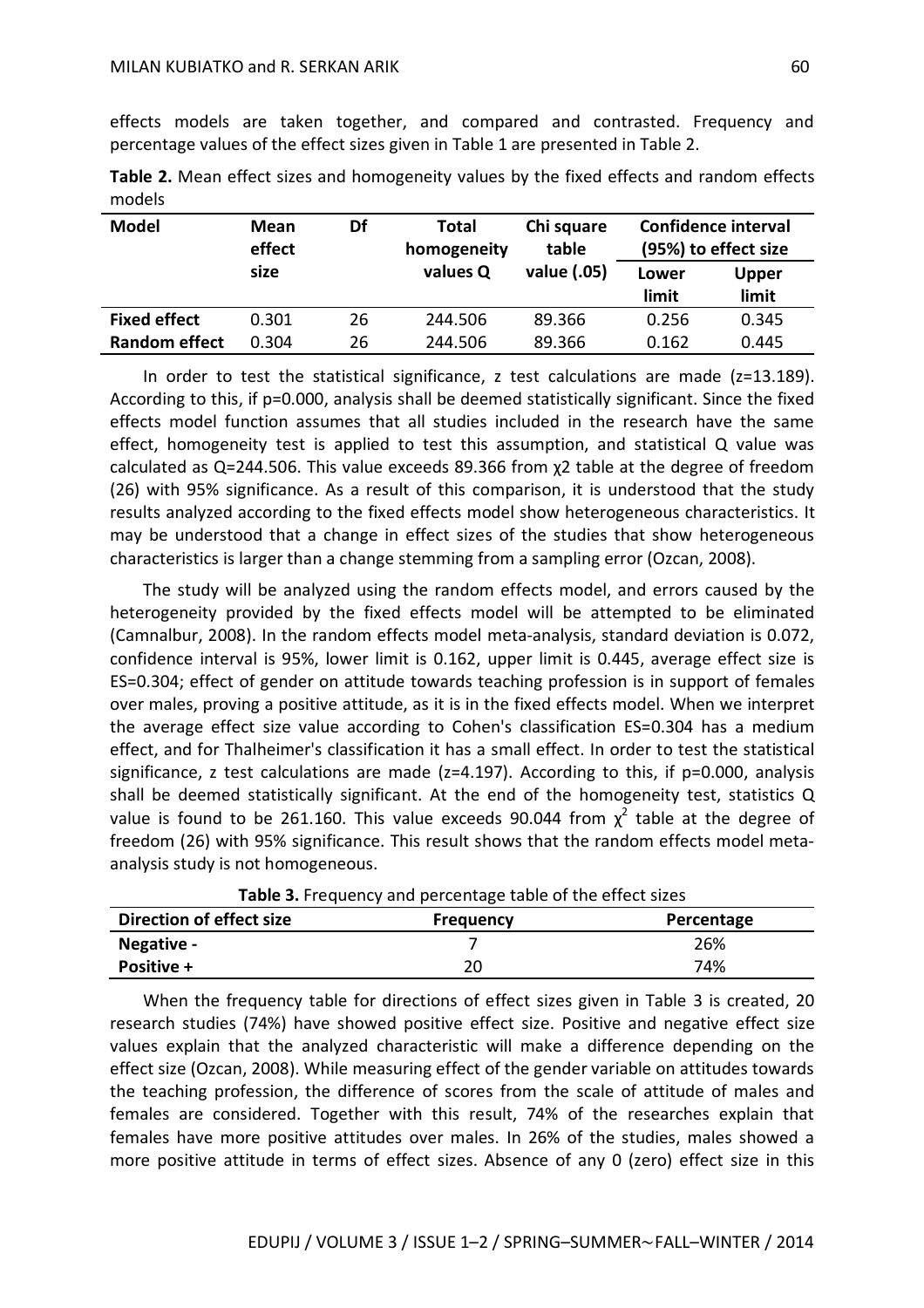effects models are taken together, and compared and contrasted. Frequency and percentage values of the effect sizes given in Table 1 are presented in Table 2.

**Table 2.** Mean effect sizes and homogeneity values by the fixed effects and random effects models

| Model | Mean effect size | Df | Total homogeneity values Q | Chi square table value (.05) | Confidence interval (95%) to effect size | |
|---|---|---|---|---|---|---|
| | | | | | Lower limit | Upper limit |
| **Fixed effect** | 0.301 | 26 | 244.506 | 89.366 | 0.256 | 0.345 |
| **Random effect** | 0.304 | 26 | 244.506 | 89.366 | 0.162 | 0.445 |

In order to test the statistical significance, z test calculations are made (z=13.189). According to this, if p=0.000, analysis shall be deemed statistically significant. Since the fixed effects model function assumes that all studies included in the research have the same effect, homogeneity test is applied to test this assumption, and statistical Q value was calculated as Q=244.506. This value exceeds 89.366 from $\chi 2$ table at the degree of freedom (26) with 95% significance. As a result of this comparison, it is understood that the study results analyzed according to the fixed effects model show heterogeneous characteristics. It may be understood that a change in effect sizes of the studies that show heterogeneous characteristics is larger than a change stemming from a sampling error (Ozcan, 2008).

The study will be analyzed using the random effects model, and errors caused by the heterogeneity provided by the fixed effects model will be attempted to be eliminated (Camnalbur, 2008). In the random effects model meta-analysis, standard deviation is 0.072, confidence interval is 95%, lower limit is 0.162, upper limit is 0.445, average effect size is ES=0.304; effect of gender on attitude towards teaching profession is in support of females over males, proving a positive attitude, as it is in the fixed effects model. When we interpret the average effect size value according to Cohen's classification ES=0.304 has a medium effect, and for Thalheimer's classification it has a small effect. In order to test the statistical significance, z test calculations are made (z=4.197). According to this, if p=0.000, analysis shall be deemed statistically significant. At the end of the homogeneity test, statistics Q value is found to be 261.160. This value exceeds 90.044 from $\chi^2$ table at the degree of freedom (26) with 95% significance. This result shows that the random effects model meta-analysis study is not homogeneous.

**Table 3.** Frequency and percentage table of the effect sizes

| Direction of effect size | Frequency | Percentage |
|---|---|---|
| **Negative -** | 7 | 26% |
| **Positive +** | 20 | 74% |

When the frequency table for directions of effect sizes given in Table 3 is created, 20 research studies (74%) have showed positive effect size. Positive and negative effect size values explain that the analyzed characteristic will make a difference depending on the effect size (Ozcan, 2008). While measuring effect of the gender variable on attitudes towards the teaching profession, the difference of scores from the scale of attitude of males and females are considered. Together with this result, 74% of the researches explain that females have more positive attitudes over males. In 26% of the studies, males showed a more positive attitude in terms of effect sizes. Absence of any 0 (zero) effect size in this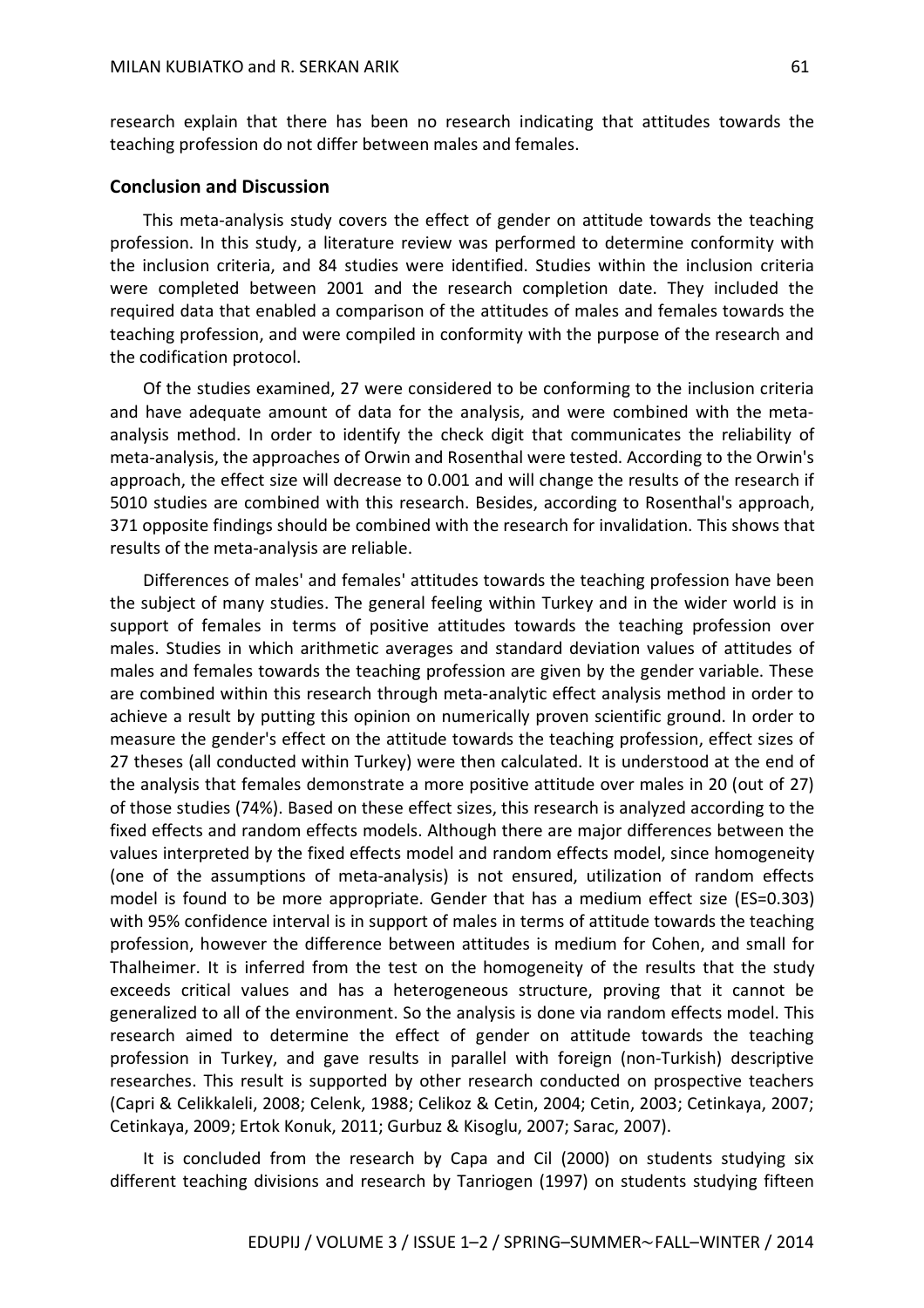research explain that there has been no research indicating that attitudes towards the teaching profession do not differ between males and females.

## Conclusion and Discussion

This meta-analysis study covers the effect of gender on attitude towards the teaching profession. In this study, a literature review was performed to determine conformity with the inclusion criteria, and 84 studies were identified. Studies within the inclusion criteria were completed between 2001 and the research completion date. They included the required data that enabled a comparison of the attitudes of males and females towards the teaching profession, and were compiled in conformity with the purpose of the research and the codification protocol.

Of the studies examined, 27 were considered to be conforming to the inclusion criteria and have adequate amount of data for the analysis, and were combined with the meta-analysis method. In order to identify the check digit that communicates the reliability of meta-analysis, the approaches of Orwin and Rosenthal were tested. According to the Orwin's approach, the effect size will decrease to 0.001 and will change the results of the research if 5010 studies are combined with this research. Besides, according to Rosenthal's approach, 371 opposite findings should be combined with the research for invalidation. This shows that results of the meta-analysis are reliable.

Differences of males' and females' attitudes towards the teaching profession have been the subject of many studies. The general feeling within Turkey and in the wider world is in support of females in terms of positive attitudes towards the teaching profession over males. Studies in which arithmetic averages and standard deviation values of attitudes of males and females towards the teaching profession are given by the gender variable. These are combined within this research through meta-analytic effect analysis method in order to achieve a result by putting this opinion on numerically proven scientific ground. In order to measure the gender's effect on the attitude towards the teaching profession, effect sizes of 27 theses (all conducted within Turkey) were then calculated. It is understood at the end of the analysis that females demonstrate a more positive attitude over males in 20 (out of 27) of those studies (74%). Based on these effect sizes, this research is analyzed according to the fixed effects and random effects models. Although there are major differences between the values interpreted by the fixed effects model and random effects model, since homogeneity (one of the assumptions of meta-analysis) is not ensured, utilization of random effects model is found to be more appropriate. Gender that has a medium effect size (ES=0.303) with 95% confidence interval is in support of males in terms of attitude towards the teaching profession, however the difference between attitudes is medium for Cohen, and small for Thalheimer. It is inferred from the test on the homogeneity of the results that the study exceeds critical values and has a heterogeneous structure, proving that it cannot be generalized to all of the environment. So the analysis is done via random effects model. This research aimed to determine the effect of gender on attitude towards the teaching profession in Turkey, and gave results in parallel with foreign (non-Turkish) descriptive researches. This result is supported by other research conducted on prospective teachers (Capri & Celikkaleli, 2008; Celenk, 1988; Celikoz & Cetin, 2004; Cetin, 2003; Cetinkaya, 2007; Cetinkaya, 2009; Ertok Konuk, 2011; Gurbuz & Kisoglu, 2007; Sarac, 2007).

It is concluded from the research by Capa and Cil (2000) on students studying six different teaching divisions and research by Tanriogen (1997) on students studying fifteen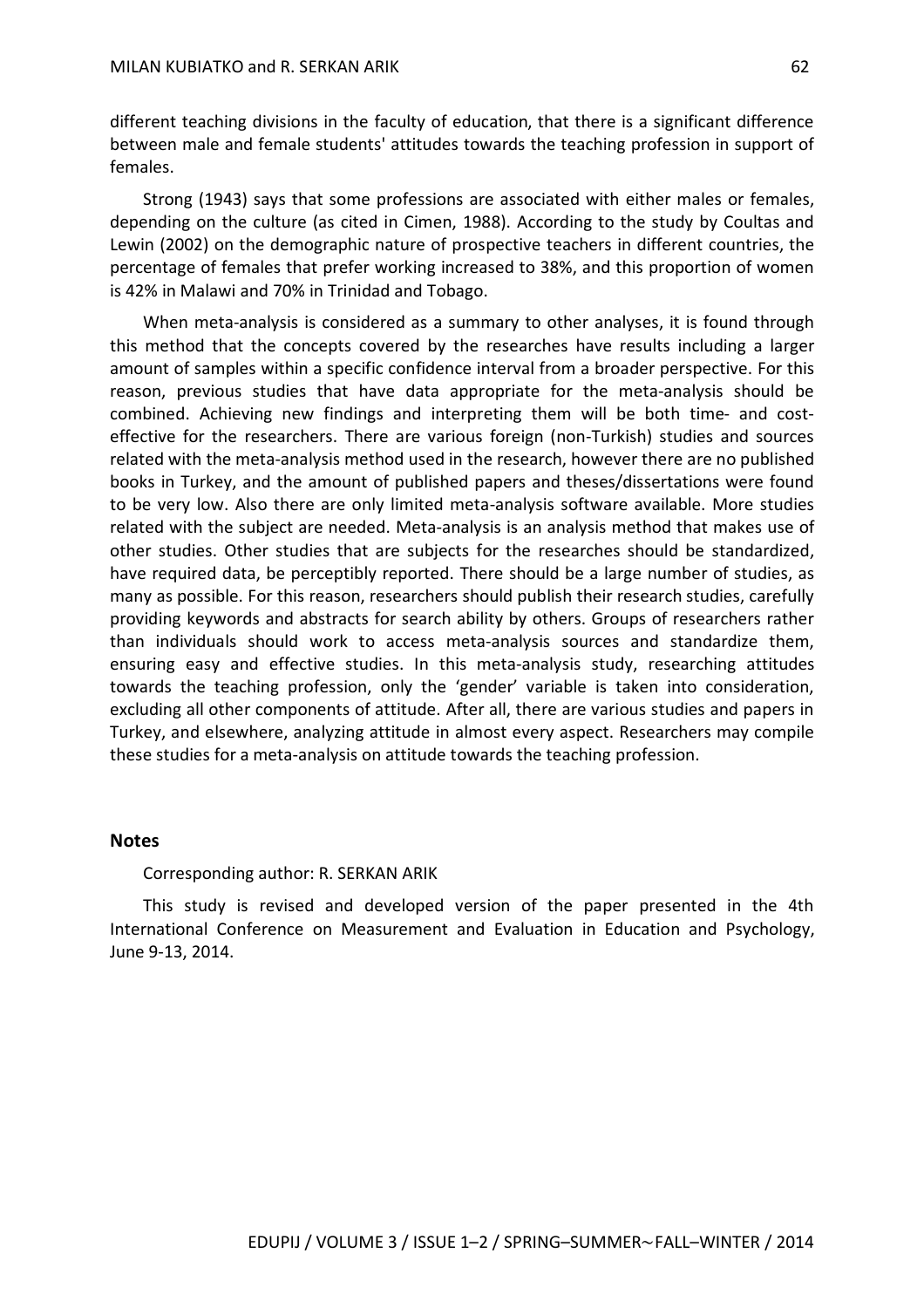different teaching divisions in the faculty of education, that there is a significant difference between male and female students' attitudes towards the teaching profession in support of females.

Strong (1943) says that some professions are associated with either males or females, depending on the culture (as cited in Cimen, 1988). According to the study by Coultas and Lewin (2002) on the demographic nature of prospective teachers in different countries, the percentage of females that prefer working increased to 38%, and this proportion of women is 42% in Malawi and 70% in Trinidad and Tobago.

When meta-analysis is considered as a summary to other analyses, it is found through this method that the concepts covered by the researches have results including a larger amount of samples within a specific confidence interval from a broader perspective. For this reason, previous studies that have data appropriate for the meta-analysis should be combined. Achieving new findings and interpreting them will be both time- and cost-effective for the researchers. There are various foreign (non-Turkish) studies and sources related with the meta-analysis method used in the research, however there are no published books in Turkey, and the amount of published papers and theses/dissertations were found to be very low. Also there are only limited meta-analysis software available. More studies related with the subject are needed. Meta-analysis is an analysis method that makes use of other studies. Other studies that are subjects for the researches should be standardized, have required data, be perceptibly reported. There should be a large number of studies, as many as possible. For this reason, researchers should publish their research studies, carefully providing keywords and abstracts for search ability by others. Groups of researchers rather than individuals should work to access meta-analysis sources and standardize them, ensuring easy and effective studies. In this meta-analysis study, researching attitudes towards the teaching profession, only the 'gender' variable is taken into consideration, excluding all other components of attitude. After all, there are various studies and papers in Turkey, and elsewhere, analyzing attitude in almost every aspect. Researchers may compile these studies for a meta-analysis on attitude towards the teaching profession.

## Notes

Corresponding author: R. SERKAN ARIK

This study is revised and developed version of the paper presented in the 4th International Conference on Measurement and Evaluation in Education and Psychology, June 9-13, 2014.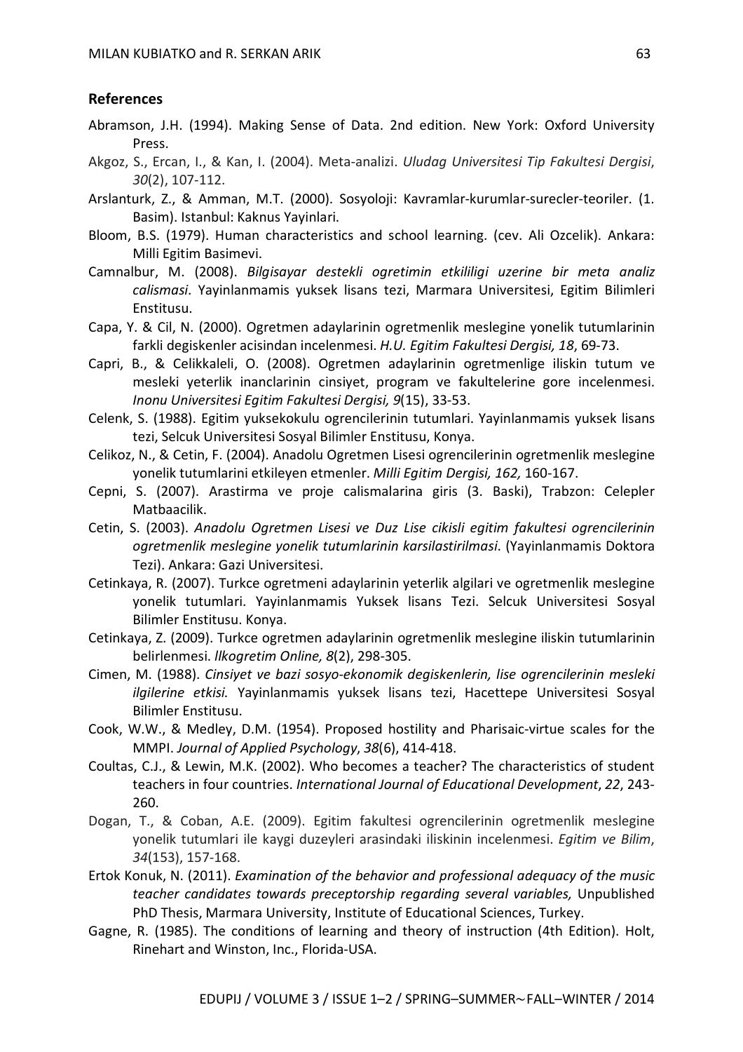## References

Abramson, J.H. (1994). Making Sense of Data. 2nd edition. New York: Oxford University Press.

Akgoz, S., Ercan, I., & Kan, I. (2004). Meta-analizi. *Uludag Universitesi Tip Fakultesi Dergisi*, *30*(2), 107-112.

Arslanturk, Z., & Amman, M.T. (2000). Sosyoloji: Kavramlar-kurumlar-surecler-teoriler. (1. Basim). Istanbul: Kaknus Yayinlari.

Bloom, B.S. (1979). Human characteristics and school learning. (cev. Ali Ozcelik). Ankara: Milli Egitim Basimevi.

Camnalbur, M. (2008). *Bilgisayar destekli ogretimin etkililigi uzerine bir meta analiz calismasi*. Yayinlanmamis yuksek lisans tezi, Marmara Universitesi, Egitim Bilimleri Enstitusu.

Capa, Y. & Cil, N. (2000). Ogretmen adaylarinin ogretmenlik meslegine yonelik tutumlarinin farkli degiskenler acisindan incelenmesi. *H.U. Egitim Fakultesi Dergisi, 18*, 69-73.

Capri, B., & Celikkaleli, O. (2008). Ogretmen adaylarinin ogretmenlige iliskin tutum ve mesleki yeterlik inanclarinin cinsiyet, program ve fakultelerine gore incelenmesi. *Inonu Universitesi Egitim Fakultesi Dergisi, 9*(15), 33-53.

Celenk, S. (1988). Egitim yuksekokulu ogrencilerinin tutumlari. Yayinlanmamis yuksek lisans tezi, Selcuk Universitesi Sosyal Bilimler Enstitusu, Konya.

Celikoz, N., & Cetin, F. (2004). Anadolu Ogretmen Lisesi ogrencilerinin ogretmenlik meslegine yonelik tutumlarini etkileyen etmenler. *Milli Egitim Dergisi, 162,* 160-167.

Cepni, S. (2007). Arastirma ve proje calismalarina giris (3. Baski), Trabzon: Celepler Matbaacilik.

Cetin, S. (2003). *Anadolu Ogretmen Lisesi ve Duz Lise cikisli egitim fakultesi ogrencilerinin ogretmenlik meslegine yonelik tutumlarinin karsilastirilmasi*. (Yayinlanmamis Doktora Tezi). Ankara: Gazi Universitesi.

Cetinkaya, R. (2007). Turkce ogretmeni adaylarinin yeterlik algilari ve ogretmenlik meslegine yonelik tutumlari. Yayinlanmamis Yuksek lisans Tezi. Selcuk Universitesi Sosyal Bilimler Enstitusu. Konya.

Cetinkaya, Z. (2009). Turkce ogretmen adaylarinin ogretmenlik meslegine iliskin tutumlarinin belirlenmesi. *Ilkogretim Online, 8*(2), 298-305.

Cimen, M. (1988). *Cinsiyet ve bazi sosyo-ekonomik degiskenlerin, lise ogrencilerinin mesleki ilgilerine etkisi.* Yayinlanmamis yuksek lisans tezi, Hacettepe Universitesi Sosyal Bilimler Enstitusu.

Cook, W.W., & Medley, D.M. (1954). Proposed hostility and Pharisaic-virtue scales for the MMPI. *Journal of Applied Psychology*, *38*(6), 414-418.

Coultas, C.J., & Lewin, M.K. (2002). Who becomes a teacher? The characteristics of student teachers in four countries. *International Journal of Educational Development*, *22*, 243-260.

Dogan, T., & Coban, A.E. (2009). Egitim fakultesi ogrencilerinin ogretmenlik meslegine yonelik tutumlari ile kaygi duzeyleri arasindaki iliskinin incelenmesi. *Egitim ve Bilim*, *34*(153), 157-168.

Ertok Konuk, N. (2011). *Examination of the behavior and professional adequacy of the music teacher candidates towards preceptorship regarding several variables,* Unpublished PhD Thesis, Marmara University, Institute of Educational Sciences, Turkey.

Gagne, R. (1985). The conditions of learning and theory of instruction (4th Edition). Holt, Rinehart and Winston, Inc., Florida-USA.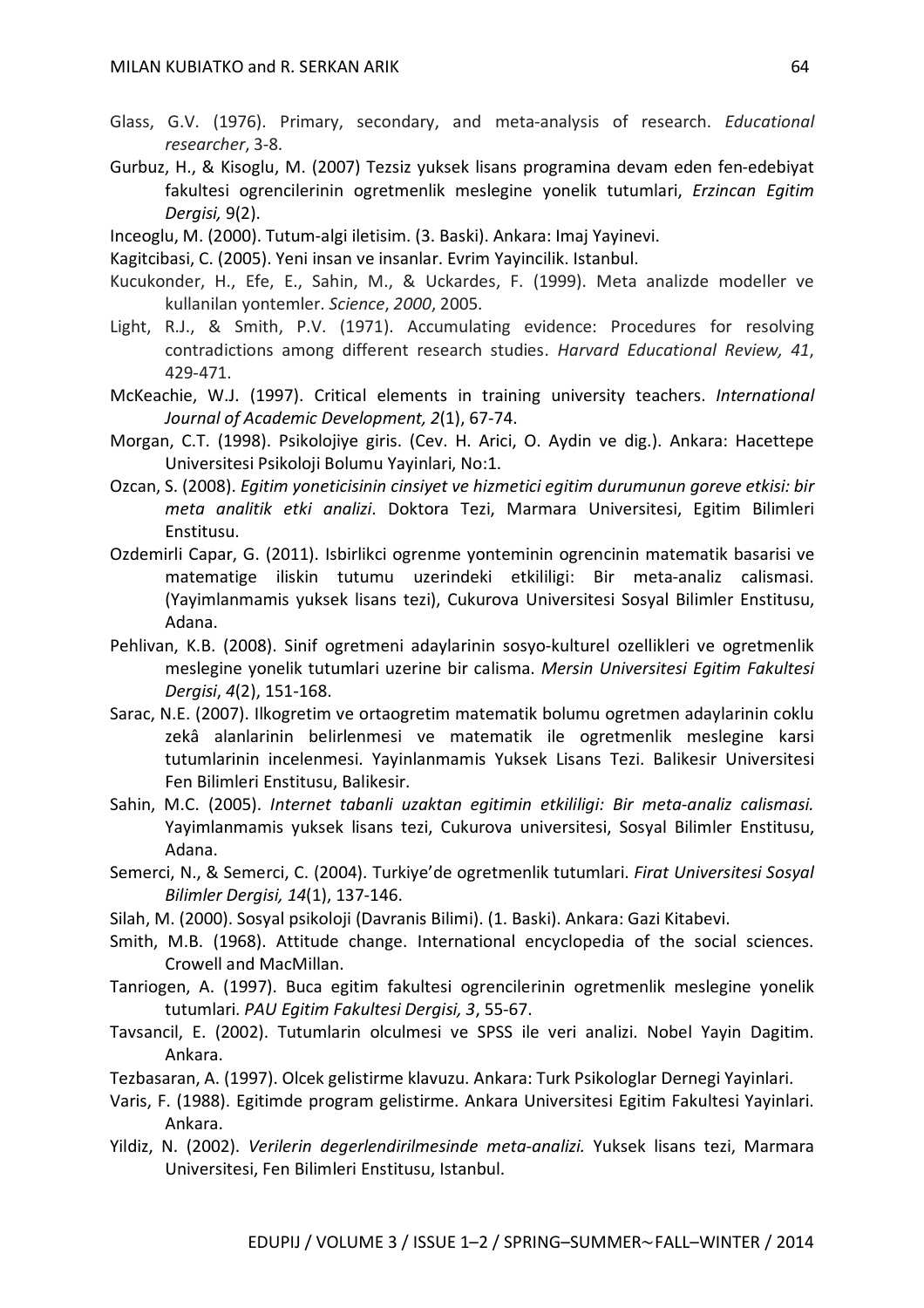Glass, G.V. (1976). Primary, secondary, and meta-analysis of research. *Educational researcher*, 3-8.

Gurbuz, H., & Kisoglu, M. (2007) Tezsiz yuksek lisans programina devam eden fen-edebiyat fakultesi ogrencilerinin ogretmenlik meslegine yonelik tutumlari, *Erzincan Egitim Dergisi,* 9(2).

Inceoglu, M. (2000). Tutum-algi iletisim. (3. Baski). Ankara: Imaj Yayinevi.

Kagitcibasi, C. (2005). Yeni insan ve insanlar. Evrim Yayincilik. Istanbul.

Kucukonder, H., Efe, E., Sahin, M., & Uckardes, F. (1999). Meta analizde modeller ve kullanilan yontemler. *Science*, *2000*, 2005.

Light, R.J., & Smith, P.V. (1971). Accumulating evidence: Procedures for resolving contradictions among different research studies. *Harvard Educational Review, 41*, 429-471.

McKeachie, W.J. (1997). Critical elements in training university teachers. *International Journal of Academic Development, 2*(1), 67-74.

Morgan, C.T. (1998). Psikolojiye giris. (Cev. H. Arici, O. Aydin ve dig.). Ankara: Hacettepe Universitesi Psikoloji Bolumu Yayinlari, No:1.

Ozcan, S. (2008). *Egitim yoneticisinin cinsiyet ve hizmetici egitim durumunun goreve etkisi: bir meta analitik etki analizi*. Doktora Tezi, Marmara Universitesi, Egitim Bilimleri Enstitusu.

Ozdemirli Capar, G. (2011). Isbirlikci ogrenme yonteminin ogrencinin matematik basarisi ve matematige iliskin tutumu uzerindeki etkililigi: Bir meta-analiz calismasi. (Yayimlanmamis yuksek lisans tezi), Cukurova Universitesi Sosyal Bilimler Enstitusu, Adana.

Pehlivan, K.B. (2008). Sinif ogretmeni adaylarinin sosyo-kulturel ozellikleri ve ogretmenlik meslegine yonelik tutumlari uzerine bir calisma. *Mersin Universitesi Egitim Fakultesi Dergisi*, *4*(2), 151-168.

Sarac, N.E. (2007). Ilkogretim ve ortaogretim matematik bolumu ogretmen adaylarinin coklu zekâ alanlarinin belirlenmesi ve matematik ile ogretmenlik meslegine karsi tutumlarinin incelenmesi. Yayinlanmamis Yuksek Lisans Tezi. Balikesir Universitesi Fen Bilimleri Enstitusu, Balikesir.

Sahin, M.C. (2005). *Internet tabanli uzaktan egitimin etkililigi: Bir meta-analiz calismasi.* Yayimlanmamis yuksek lisans tezi, Cukurova universitesi, Sosyal Bilimler Enstitusu, Adana.

Semerci, N., & Semerci, C. (2004). Turkiye'de ogretmenlik tutumlari. *Firat Universitesi Sosyal Bilimler Dergisi, 14*(1), 137-146.

Silah, M. (2000). Sosyal psikoloji (Davranis Bilimi). (1. Baski). Ankara: Gazi Kitabevi.

Smith, M.B. (1968). Attitude change. International encyclopedia of the social sciences. Crowell and MacMillan.

Tanriogen, A. (1997). Buca egitim fakultesi ogrencilerinin ogretmenlik meslegine yonelik tutumlari. *PAU Egitim Fakultesi Dergisi, 3*, 55-67.

Tavsancil, E. (2002). Tutumlarin olculmesi ve SPSS ile veri analizi. Nobel Yayin Dagitim. Ankara.

Tezbasaran, A. (1997). Olcek gelistirme klavuzu. Ankara: Turk Psikologlar Dernegi Yayinlari.

Varis, F. (1988). Egitimde program gelistirme. Ankara Universitesi Egitim Fakultesi Yayinlari. Ankara.

Yildiz, N. (2002). *Verilerin degerlendirilmesinde meta-analizi.* Yuksek lisans tezi, Marmara Universitesi, Fen Bilimleri Enstitusu, Istanbul.